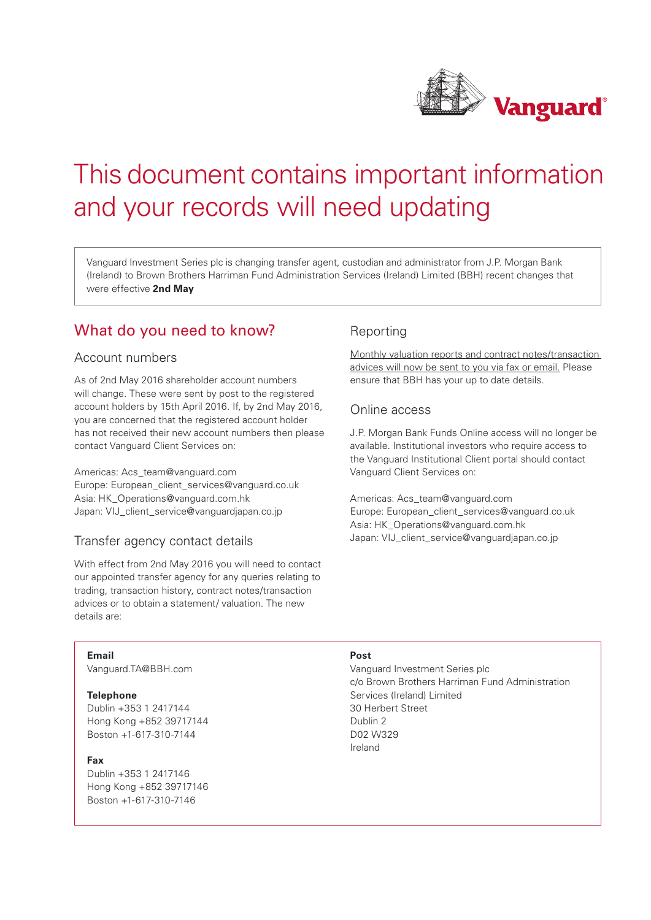# This document contains important information and your records will need updating

Vanguard Investment Series plc is changing transfer agent, custodian and administrator from J.P. Morgan Bank (Ireland) to Brown Brothers Harriman Fund Administration Services (Ireland) Limited (BBH) recent changes that were effective **2nd May**

## What do you need to know?

### Account numbers

As of 2nd May 2016 shareholder account numbers will change. These were sent by post to the registered account holders by 15th April 2016. If, by 2nd May 2016, you are concerned that the registered account holder has not received their new account numbers then please contact Vanguard Client Services on:

Americas: Acs_team@vanguard.com
Europe: European_client_services@vanguard.co.uk
Asia: HK_Operations@vanguard.com.hk
Japan: VIJ_client_service@vanguardjapan.co.jp

### Transfer agency contact details

With effect from 2nd May 2016 you will need to contact our appointed transfer agency for any queries relating to trading, transaction history, contract notes/transaction advices or to obtain a statement/ valuation. The new details are:

### Reporting

Monthly valuation reports and contract notes/transaction advices will now be sent to you via fax or email. Please ensure that BBH has your up to date details.

### Online access

J.P. Morgan Bank Funds Online access will no longer be available. Institutional investors who require access to the Vanguard Institutional Client portal should contact Vanguard Client Services on:

Americas: Acs_team@vanguard.com
Europe: European_client_services@vanguard.co.uk
Asia: HK_Operations@vanguard.com.hk
Japan: VIJ_client_service@vanguardjapan.co.jp

**Email**
Vanguard.TA@BBH.com

**Telephone**
Dublin +353 1 2417144
Hong Kong +852 39717144
Boston +1-617-310-7144

**Fax**
Dublin +353 1 2417146
Hong Kong +852 39717146
Boston +1-617-310-7146

**Post**
Vanguard Investment Series plc
c/o Brown Brothers Harriman Fund Administration Services (Ireland) Limited
30 Herbert Street
Dublin 2
D02 W329
Ireland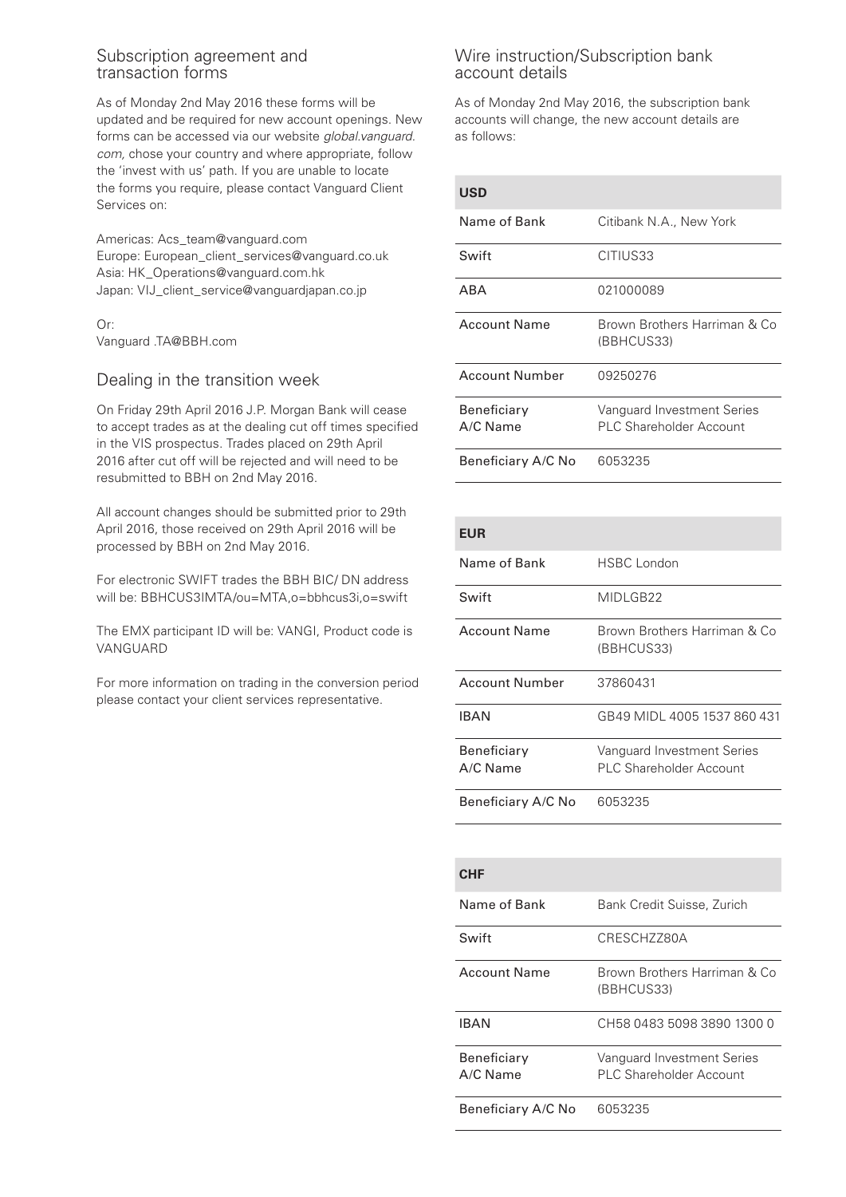## Subscription agreement and transaction forms

As of Monday 2nd May 2016 these forms will be updated and be required for new account openings. New forms can be accessed via our website *global.vanguard.com,* chose your country and where appropriate, follow the 'invest with us' path. If you are unable to locate the forms you require, please contact Vanguard Client Services on:

Americas: Acs_team@vanguard.com
Europe: European_client_services@vanguard.co.uk
Asia: HK_Operations@vanguard.com.hk
Japan: VIJ_client_service@vanguardjapan.co.jp

Or:
Vanguard .TA@BBH.com

## Dealing in the transition week

On Friday 29th April 2016 J.P. Morgan Bank will cease to accept trades as at the dealing cut off times specified in the VIS prospectus. Trades placed on 29th April 2016 after cut off will be rejected and will need to be resubmitted to BBH on 2nd May 2016.

All account changes should be submitted prior to 29th April 2016, those received on 29th April 2016 will be processed by BBH on 2nd May 2016.

For electronic SWIFT trades the BBH BIC/ DN address will be: BBHCUS3IMTA/ou=MTA,o=bbhcus3i,o=swift

The EMX participant ID will be: VANGI, Product code is VANGUARD

For more information on trading in the conversion period please contact your client services representative.

## Wire instruction/Subscription bank account details

As of Monday 2nd May 2016, the subscription bank accounts will change, the new account details are as follows:

| **USD** | |
|---|---|
| Name of Bank | Citibank N.A., New York |
| Swift | CITIUS33 |
| ABA | 021000089 |
| Account Name | Brown Brothers Harriman & Co (BBHCUS33) |
| Account Number | 09250276 |
| Beneficiary A/C Name | Vanguard Investment Series PLC Shareholder Account |
| Beneficiary A/C No | 6053235 |

| **EUR** | |
|---|---|
| Name of Bank | HSBC London |
| Swift | MIDLGB22 |
| Account Name | Brown Brothers Harriman & Co (BBHCUS33) |
| Account Number | 37860431 |
| IBAN | GB49 MIDL 4005 1537 860 431 |
| Beneficiary A/C Name | Vanguard Investment Series PLC Shareholder Account |
| Beneficiary A/C No | 6053235 |

| **CHF** | |
|---|---|
| Name of Bank | Bank Credit Suisse, Zurich |
| Swift | CRESCHZZ80A |
| Account Name | Brown Brothers Harriman & Co (BBHCUS33) |
| IBAN | CH58 0483 5098 3890 1300 0 |
| Beneficiary A/C Name | Vanguard Investment Series PLC Shareholder Account |
| Beneficiary A/C No | 6053235 |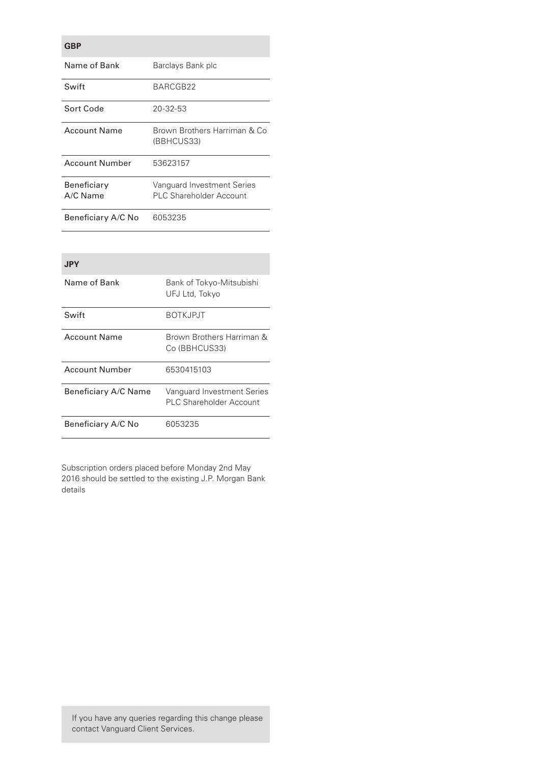| GBP | |
|---|---|
| Name of Bank | Barclays Bank plc |
| Swift | BARCGB22 |
| Sort Code | 20-32-53 |
| Account Name | Brown Brothers Harriman & Co (BBHCUS33) |
| Account Number | 53623157 |
| Beneficiary A/C Name | Vanguard Investment Series PLC Shareholder Account |
| Beneficiary A/C No | 6053235 |

| JPY | |
|---|---|
| Name of Bank | Bank of Tokyo-Mitsubishi UFJ Ltd, Tokyo |
| Swift | BOTKJPJT |
| Account Name | Brown Brothers Harriman & Co (BBHCUS33) |
| Account Number | 6530415103 |
| Beneficiary A/C Name | Vanguard Investment Series PLC Shareholder Account |
| Beneficiary A/C No | 6053235 |

Subscription orders placed before Monday 2nd May 2016 should be settled to the existing J.P. Morgan Bank details

If you have any queries regarding this change please contact Vanguard Client Services.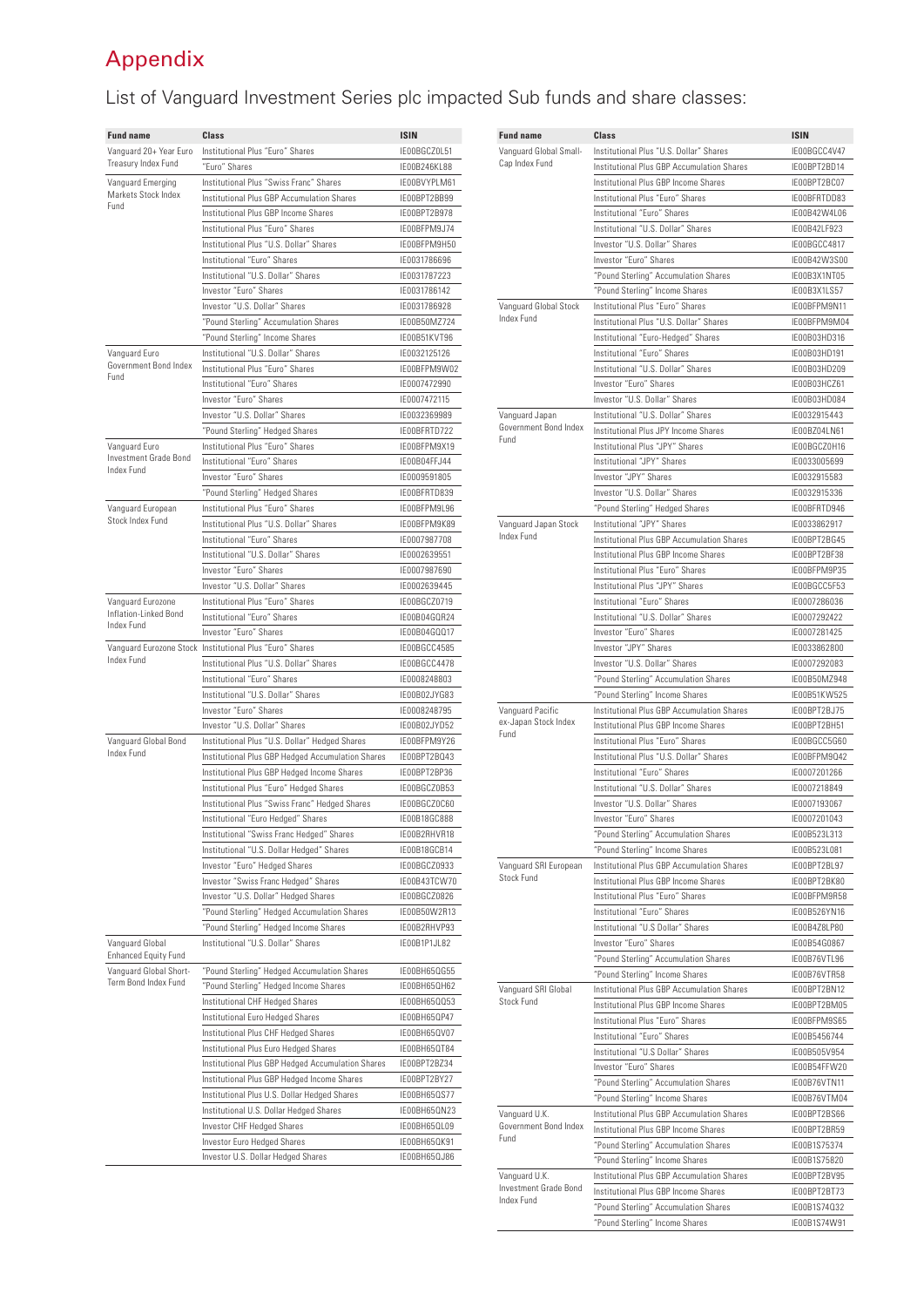# Appendix

## List of Vanguard Investment Series plc impacted Sub funds and share classes:

| Fund name | Class | ISIN |
|---|---|---|
| Vanguard 20+ Year Euro Treasury Index Fund | Institutional Plus "Euro" Shares | IE00BGCZ0L51 |
| | "Euro" Shares | IE00B246KL88 |
| Vanguard Emerging Markets Stock Index Fund | Institutional Plus "Swiss Franc" Shares | IE00BVYPLM61 |
| | Institutional Plus GBP Accumulation Shares | IE00BPT2BB99 |
| | Institutional Plus GBP Income Shares | IE00BPT2B978 |
| | Institutional Plus "Euro" Shares | IE00BFPM9J74 |
| | Institutional Plus "U.S. Dollar" Shares | IE00BFPM9H50 |
| | Institutional "Euro" Shares | IE0031786696 |
| | Institutional "U.S. Dollar" Shares | IE0031787223 |
| | Investor "Euro" Shares | IE0031786142 |
| | Investor "U.S. Dollar" Shares | IE0031786928 |
| | "Pound Sterling" Accumulation Shares | IE00B50MZ724 |
| | "Pound Sterling" Income Shares | IE00B51KVT96 |
| Vanguard Euro Government Bond Index Fund | Institutional "U.S. Dollar" Shares | IE0032125126 |
| | Institutional Plus "Euro" Shares | IE00BFPM9W02 |
| | Institutional "Euro" Shares | IE0007472990 |
| | Investor "Euro" Shares | IE0007472115 |
| | Investor "U.S. Dollar" Shares | IE0032369989 |
| | "Pound Sterling" Hedged Shares | IE00BFRTD722 |
| Vanguard Euro Investment Grade Bond Index Fund | Institutional Plus "Euro" Shares | IE00BFPM9X19 |
| | Institutional "Euro" Shares | IE00B04FFJ44 |
| | Investor "Euro" Shares | IE0009591805 |
| | "Pound Sterling" Hedged Shares | IE00BFRTD839 |
| Vanguard European Stock Index Fund | Institutional Plus "Euro" Shares | IE00BFPM9L96 |
| | Institutional Plus "U.S. Dollar" Shares | IE00BFPM9K89 |
| | Institutional "Euro" Shares | IE0007987708 |
| | Institutional "U.S. Dollar" Shares | IE0002639551 |
| | Investor "Euro" Shares | IE0007987690 |
| | Investor "U.S. Dollar" Shares | IE0002639445 |
| Vanguard Eurozone Inflation-Linked Bond Index Fund | Institutional Plus "Euro" Shares | IE00BGCZ0719 |
| | Institutional "Euro" Shares | IE00B04GQR24 |
| | Investor "Euro" Shares | IE00B04GQQ17 |
| Vanguard Eurozone Stock Index Fund | Institutional Plus "Euro" Shares | IE00BGCC4585 |
| | Institutional Plus "U.S. Dollar" Shares | IE00BGCC4478 |
| | Institutional "Euro" Shares | IE0008248803 |
| | Institutional "U.S. Dollar" Shares | IE00B02JYG83 |
| | Investor "Euro" Shares | IE0008248795 |
| | Investor "U.S. Dollar" Shares | IE00B02JYD52 |
| Vanguard Global Bond Index Fund | Institutional Plus "U.S. Dollar" Hedged Shares | IE00BFPM9Y26 |
| | Institutional Plus GBP Hedged Accumulation Shares | IE00BPT2BQ43 |
| | Institutional Plus GBP Hedged Income Shares | IE00BPT2BP36 |
| | Institutional Plus "Euro" Hedged Shares | IE00BGCZ0B53 |
| | Institutional Plus "Swiss Franc" Hedged Shares | IE00BGCZ0C60 |
| | Institutional "Euro Hedged" Shares | IE00B18GC888 |
| | Institutional "Swiss Franc Hedged" Shares | IE00B2RHVR18 |
| | Institutional "U.S. Dollar Hedged" Shares | IE00B18GCB14 |
| | Investor "Euro" Hedged Shares | IE00BGCZ0933 |
| | Investor "Swiss Franc Hedged" Shares | IE00B43TCW70 |
| | Investor "U.S. Dollar" Hedged Shares | IE00BGCZ0826 |
| | "Pound Sterling" Hedged Accumulation Shares | IE00B50W2R13 |
| | "Pound Sterling" Hedged Income Shares | IE00B2RHVP93 |
| Vanguard Global Enhanced Equity Fund | Institutional "U.S. Dollar" Shares | IE00B1P1JL82 |
| Vanguard Global Short-Term Bond Index Fund | "Pound Sterling" Hedged Accumulation Shares | IE00BH65QG55 |
| | "Pound Sterling" Hedged Income Shares | IE00BH65QH62 |
| | Institutional CHF Hedged Shares | IE00BH65QQ53 |
| | Institutional Euro Hedged Shares | IE00BH65QP47 |
| | Institutional Plus CHF Hedged Shares | IE00BH65QV07 |
| | Institutional Plus Euro Hedged Shares | IE00BH65QT84 |
| | Institutional Plus GBP Hedged Accumulation Shares | IE00BPT2BZ34 |
| | Institutional Plus GBP Hedged Income Shares | IE00BPT2BY27 |
| | Institutional Plus U.S. Dollar Hedged Shares | IE00BH65QS77 |
| | Institutional U.S. Dollar Hedged Shares | IE00BH65QN23 |
| | Investor CHF Hedged Shares | IE00BH65QL09 |
| | Investor Euro Hedged Shares | IE00BH65QK91 |
| | Investor U.S. Dollar Hedged Shares | IE00BH65QJ86 |
| Vanguard Global Small-Cap Index Fund | Institutional Plus "U.S. Dollar" Shares | IE00BGCC4V47 |
| | Institutional Plus GBP Accumulation Shares | IE00BPT2BD14 |
| | Institutional Plus GBP Income Shares | IE00BPT2BC07 |
| | Institutional Plus "Euro" Shares | IE00BFRTDD83 |
| | Institutional "Euro" Shares | IE00B42W4L06 |
| | Institutional "U.S. Dollar" Shares | IE00B42LF923 |
| | Investor "U.S. Dollar" Shares | IE00BGCC4817 |
| | Investor "Euro" Shares | IE00B42W3S00 |
| | "Pound Sterling" Accumulation Shares | IE00B3X1NT05 |
| | "Pound Sterling" Income Shares | IE00B3X1LS57 |
| Vanguard Global Stock Index Fund | Institutional Plus "Euro" Shares | IE00BFPM9N11 |
| | Institutional Plus "U.S. Dollar" Shares | IE00BFPM9M04 |
| | Institutional "Euro-Hedged" Shares | IE00B03HD316 |
| | Institutional "Euro" Shares | IE00B03HD191 |
| | Institutional "U.S. Dollar" Shares | IE00B03HD209 |
| | Investor "Euro" Shares | IE00B03HCZ61 |
| | Investor "U.S. Dollar" Shares | IE00B03HD084 |
| Vanguard Japan Government Bond Index Fund | Institutional "U.S. Dollar" Shares | IE0032915443 |
| | Institutional Plus JPY Income Shares | IE00BZ04LN61 |
| | Institutional Plus "JPY" Shares | IE00BGCZ0H16 |
| | Institutional "JPY" Shares | IE0033005699 |
| | Investor "JPY" Shares | IE0032915583 |
| | Investor "U.S. Dollar" Shares | IE0032915336 |
| | "Pound Sterling" Hedged Shares | IE00BFRTD946 |
| Vanguard Japan Stock Index Fund | Institutional "JPY" Shares | IE0033862917 |
| | Institutional Plus GBP Accumulation Shares | IE00BPT2BG45 |
| | Institutional Plus GBP Income Shares | IE00BPT2BF38 |
| | Institutional Plus "Euro" Shares | IE00BFPM9P35 |
| | Institutional Plus "JPY" Shares | IE00BGCC5F53 |
| | Institutional "Euro" Shares | IE0007286036 |
| | Institutional "U.S. Dollar" Shares | IE0007292422 |
| | Investor "Euro" Shares | IE0007281425 |
| | Investor "JPY" Shares | IE0033862800 |
| | Investor "U.S. Dollar" Shares | IE0007292083 |
| | "Pound Sterling" Accumulation Shares | IE00B50MZ948 |
| | "Pound Sterling" Income Shares | IE00B51KW525 |
| Vanguard Pacific ex-Japan Stock Index Fund | Institutional Plus GBP Accumulation Shares | IE00BPT2BJ75 |
| | Institutional Plus GBP Income Shares | IE00BPT2BH51 |
| | Institutional Plus "Euro" Shares | IE00BGCC5G60 |
| | Institutional Plus "U.S. Dollar" Shares | IE00BFPM9Q42 |
| | Institutional "Euro" Shares | IE0007201266 |
| | Institutional "U.S. Dollar" Shares | IE0007218849 |
| | Investor "U.S. Dollar" Shares | IE0007193067 |
| | Investor "Euro" Shares | IE0007201043 |
| | "Pound Sterling" Accumulation Shares | IE00B523L313 |
| | "Pound Sterling" Income Shares | IE00B523L081 |
| Vanguard SRI European Stock Fund | Institutional Plus GBP Accumulation Shares | IE00BPT2BL97 |
| | Institutional Plus GBP Income Shares | IE00BPT2BK80 |
| | Institutional Plus "Euro" Shares | IE00BFPM9R58 |
| | Institutional "Euro" Shares | IE00B526YN16 |
| | Institutional "U.S Dollar" Shares | IE00B4Z8LP80 |
| | Investor "Euro" Shares | IE00B54G0867 |
| | "Pound Sterling" Accumulation Shares | IE00B76VTL96 |
| | "Pound Sterling" Income Shares | IE00B76VTR58 |
| Vanguard SRI Global Stock Fund | Institutional Plus GBP Accumulation Shares | IE00BPT2BN12 |
| | Institutional Plus GBP Income Shares | IE00BPT2BM05 |
| | Institutional Plus "Euro" Shares | IE00BFPM9S65 |
| | Institutional "Euro" Shares | IE00B5456744 |
| | Institutional "U.S Dollar" Shares | IE00B505V954 |
| | Investor "Euro" Shares | IE00B54FFW20 |
| | "Pound Sterling" Accumulation Shares | IE00B76VTN11 |
| | "Pound Sterling" Income Shares | IE00B76VTM04 |
| Vanguard U.K. Government Bond Index Fund | Institutional Plus GBP Accumulation Shares | IE00BPT2BS66 |
| | Institutional Plus GBP Income Shares | IE00BPT2BR59 |
| | "Pound Sterling" Accumulation Shares | IE00B1S75374 |
| | "Pound Sterling" Income Shares | IE00B1S75820 |
| Vanguard U.K. Investment Grade Bond Index Fund | Institutional Plus GBP Accumulation Shares | IE00BPT2BV95 |
| | Institutional Plus GBP Income Shares | IE00BPT2BT73 |
| | "Pound Sterling" Accumulation Shares | IE00B1S74Q32 |
| | "Pound Sterling" Income Shares | IE00B1S74W91 |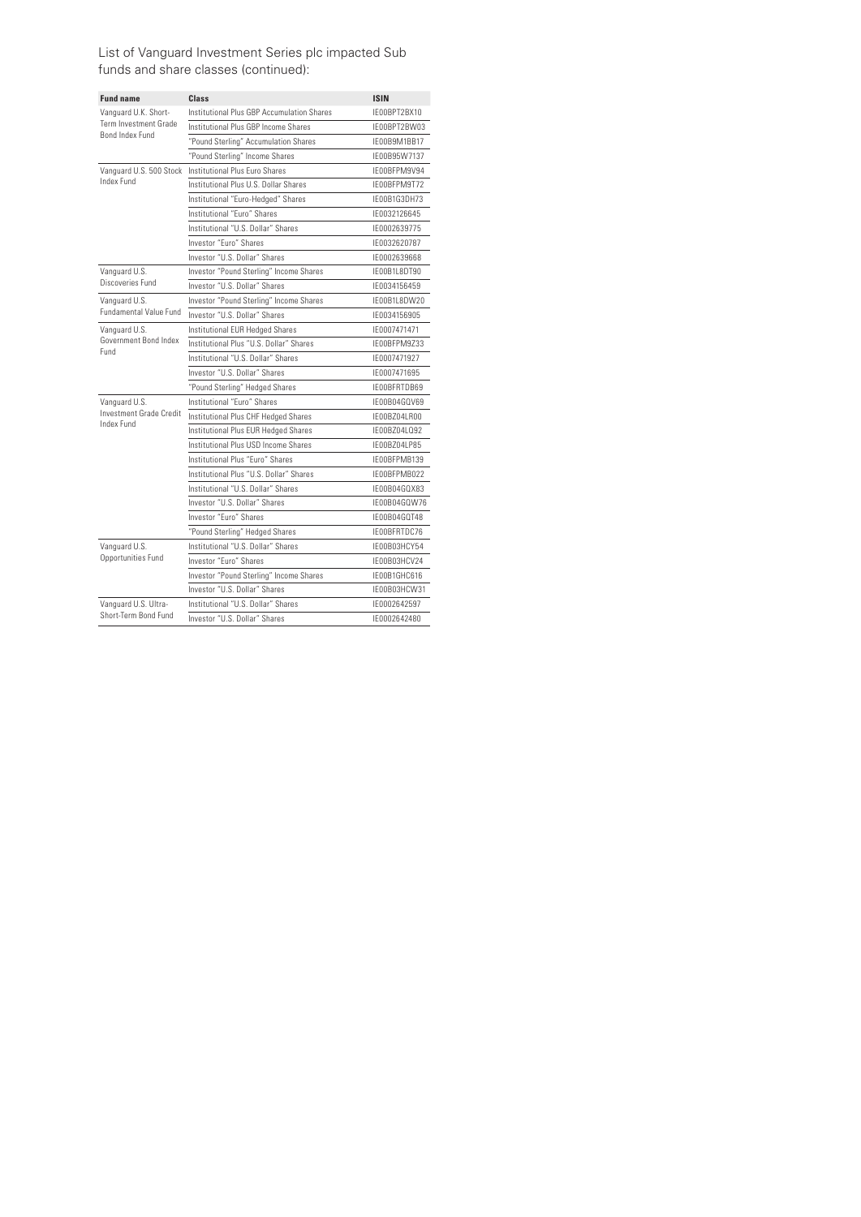## List of Vanguard Investment Series plc impacted Sub funds and share classes (continued):

| Fund name | Class | ISIN |
|---|---|---|
| Vanguard U.K. Short-Term Investment Grade Bond Index Fund | Institutional Plus GBP Accumulation Shares | IE00BPT2BX10 |
| | Institutional Plus GBP Income Shares | IE00BPT2BW03 |
| | "Pound Sterling" Accumulation Shares | IE00B9M1BB17 |
| | "Pound Sterling" Income Shares | IE00B95W7137 |
| Vanguard U.S. 500 Stock Index Fund | Institutional Plus Euro Shares | IE00BFPM9V94 |
| | Institutional Plus U.S. Dollar Shares | IE00BFPM9T72 |
| | Institutional "Euro-Hedged" Shares | IE00B1G3DH73 |
| | Institutional "Euro" Shares | IE0032126645 |
| | Institutional "U.S. Dollar" Shares | IE0002639775 |
| | Investor "Euro" Shares | IE0032620787 |
| | Investor "U.S. Dollar" Shares | IE0002639668 |
| Vanguard U.S. Discoveries Fund | Investor "Pound Sterling" Income Shares | IE00B1L8DT90 |
| | Investor "U.S. Dollar" Shares | IE0034156459 |
| Vanguard U.S. Fundamental Value Fund | Investor "Pound Sterling" Income Shares | IE00B1L8DW20 |
| | Investor "U.S. Dollar" Shares | IE0034156905 |
| Vanguard U.S. Government Bond Index Fund | Institutional EUR Hedged Shares | IE0007471471 |
| | Institutional Plus "U.S. Dollar" Shares | IE00BFPM9Z33 |
| | Institutional "U.S. Dollar" Shares | IE0007471927 |
| | Investor "U.S. Dollar" Shares | IE0007471695 |
| | "Pound Sterling" Hedged Shares | IE00BFRTDB69 |
| Vanguard U.S. Investment Grade Credit Index Fund | Institutional "Euro" Shares | IE00B04GQV69 |
| | Institutional Plus CHF Hedged Shares | IE00BZ04LR00 |
| | Institutional Plus EUR Hedged Shares | IE00BZ04LQ92 |
| | Institutional Plus USD Income Shares | IE00BZ04LP85 |
| | Institutional Plus "Euro" Shares | IE00BFPMB139 |
| | Institutional Plus "U.S. Dollar" Shares | IE00BFPMB022 |
| | Institutional "U.S. Dollar" Shares | IE00B04GQX83 |
| | Investor "U.S. Dollar" Shares | IE00B04GQW76 |
| | Investor "Euro" Shares | IE00B04GQT48 |
| | "Pound Sterling" Hedged Shares | IE00BFRTDC76 |
| Vanguard U.S. Opportunities Fund | Institutional "U.S. Dollar" Shares | IE00B03HCY54 |
| | Investor "Euro" Shares | IE00B03HCV24 |
| | Investor "Pound Sterling" Income Shares | IE00B1GHC616 |
| | Investor "U.S. Dollar" Shares | IE00B03HCW31 |
| Vanguard U.S. Ultra-Short-Term Bond Fund | Institutional "U.S. Dollar" Shares | IE0002642597 |
| | Investor "U.S. Dollar" Shares | IE0002642480 |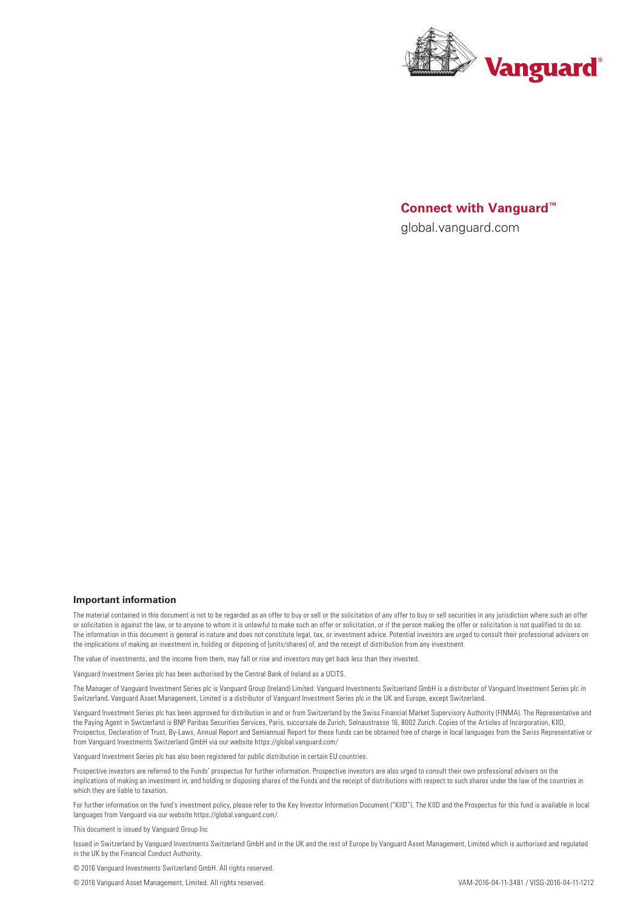**Connect with Vanguard™**

global.vanguard.com

**Important information**

The material contained in this document is not to be regarded as an offer to buy or sell or the solicitation of any offer to buy or sell securities in any jurisdiction where such an offer or solicitation is against the law, or to anyone to whom it is unlawful to make such an offer or solicitation, or if the person making the offer or solicitation is not qualified to do so. The information in this document is general in nature and does not constitute legal, tax, or investment advice. Potential investors are urged to consult their professional advisers on the implications of making an investment in, holding or disposing of [units/shares] of, and the receipt of distribution from any investment.

The value of investments, and the income from them, may fall or rise and investors may get back less than they invested.

Vanguard Investment Series plc has been authorised by the Central Bank of Ireland as a UCITS.

The Manager of Vanguard Investment Series plc is Vanguard Group (Ireland) Limited. Vanguard Investments Switzerland GmbH is a distributor of Vanguard Investment Series plc in Switzerland. Vanguard Asset Management, Limited is a distributor of Vanguard Investment Series plc in the UK and Europe, except Switzerland.

Vanguard Investment Series plc has been approved for distribution in and or from Switzerland by the Swiss Financial Market Supervisory Authority (FINMA). The Representative and the Paying Agent in Switzerland is BNP Paribas Securities Services, Paris, succursale de Zurich, Selnaustrasse 16, 8002 Zurich. Copies of the Articles of Incorporation, KIID, Prospectus, Declaration of Trust, By-Laws, Annual Report and Semiannual Report for these funds can be obtained free of charge in local languages from the Swiss Representative or from Vanguard Investments Switzerland GmbH via our website https://global.vanguard.com/

Vanguard Investment Series plc has also been registered for public distribution in certain EU countries.

Prospective investors are referred to the Funds' prospectus for further information. Prospective investors are also urged to consult their own professional advisers on the implications of making an investment in, and holding or disposing shares of the Funds and the receipt of distributions with respect to such shares under the law of the countries in which they are liable to taxation.

For further information on the fund's investment policy, please refer to the Key Investor Information Document ("KIID"). The KIID and the Prospectus for this fund is available in local languages from Vanguard via our website https://global.vanguard.com/.

This document is issued by Vanguard Group Inc

Issued in Switzerland by Vanguard Investments Switzerland GmbH and in the UK and the rest of Europe by Vanguard Asset Management, Limited which is authorised and regulated in the UK by the Financial Conduct Authority.

© 2016 Vanguard Investments Switzerland GmbH. All rights reserved.

© 2016 Vanguard Asset Management, Limited. All rights reserved.

VAM-2016-04-11-3481 / VISG-2016-04-11-1212